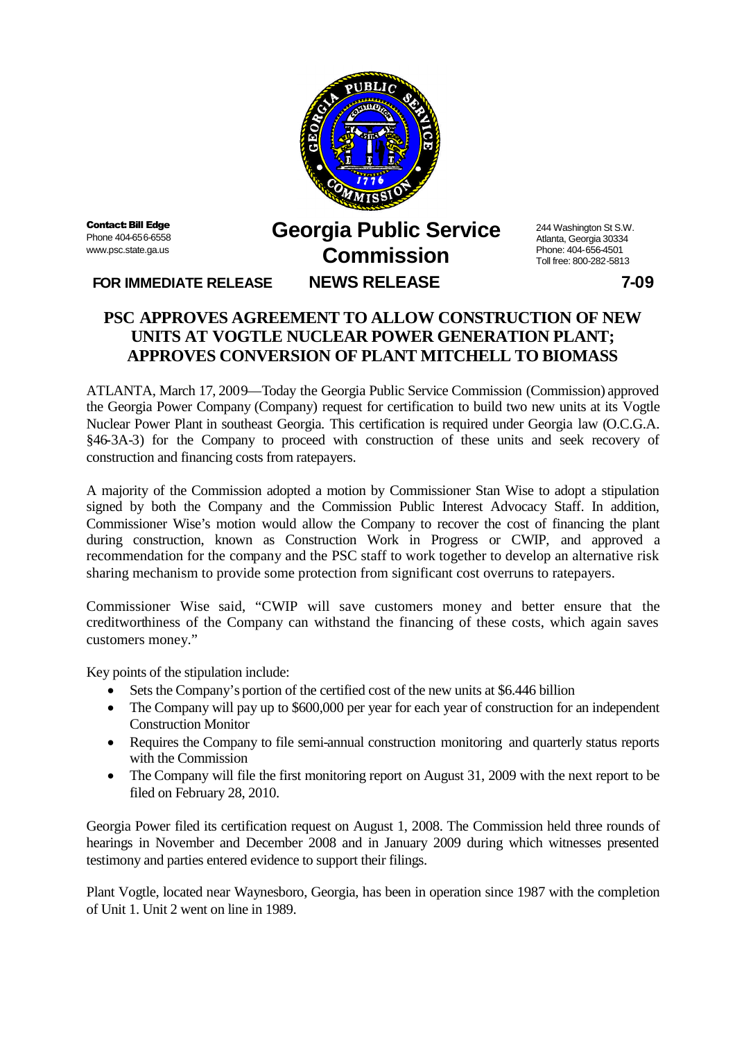Contact: Bill Edge
Phone 404-656-6558
www.psc.state.ga.us

# Georgia Public Service Commission

244 Washington St S.W.
Atlanta, Georgia 30334
Phone: 404-656-4501
Toll free: 800-282-5813

**FOR IMMEDIATE RELEASE** **NEWS RELEASE** **7-09**

## PSC APPROVES AGREEMENT TO ALLOW CONSTRUCTION OF NEW UNITS AT VOGTLE NUCLEAR POWER GENERATION PLANT; APPROVES CONVERSION OF PLANT MITCHELL TO BIOMASS

ATLANTA, March 17, 2009—Today the Georgia Public Service Commission (Commission) approved the Georgia Power Company (Company) request for certification to build two new units at its Vogtle Nuclear Power Plant in southeast Georgia. This certification is required under Georgia law (O.C.G.A. §46-3A-3) for the Company to proceed with construction of these units and seek recovery of construction and financing costs from ratepayers.

A majority of the Commission adopted a motion by Commissioner Stan Wise to adopt a stipulation signed by both the Company and the Commission Public Interest Advocacy Staff. In addition, Commissioner Wise's motion would allow the Company to recover the cost of financing the plant during construction, known as Construction Work in Progress or CWIP, and approved a recommendation for the company and the PSC staff to work together to develop an alternative risk sharing mechanism to provide some protection from significant cost overruns to ratepayers.

Commissioner Wise said, "CWIP will save customers money and better ensure that the creditworthiness of the Company can withstand the financing of these costs, which again saves customers money."

Key points of the stipulation include:

- Sets the Company's portion of the certified cost of the new units at $6.446 billion
- The Company will pay up to $600,000 per year for each year of construction for an independent Construction Monitor
- Requires the Company to file semi-annual construction monitoring and quarterly status reports with the Commission
- The Company will file the first monitoring report on August 31, 2009 with the next report to be filed on February 28, 2010.

Georgia Power filed its certification request on August 1, 2008. The Commission held three rounds of hearings in November and December 2008 and in January 2009 during which witnesses presented testimony and parties entered evidence to support their filings.

Plant Vogtle, located near Waynesboro, Georgia, has been in operation since 1987 with the completion of Unit 1. Unit 2 went on line in 1989.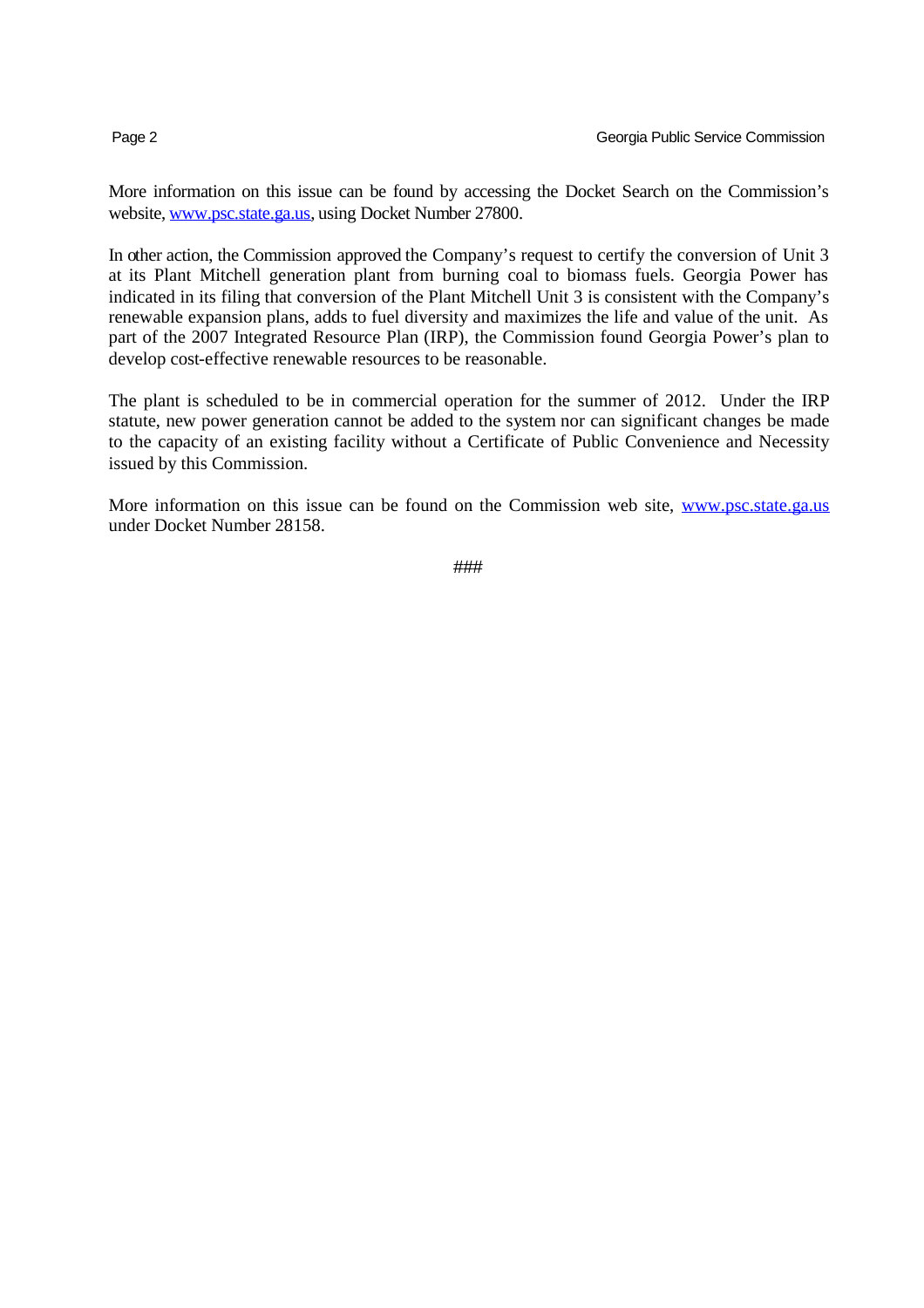More information on this issue can be found by accessing the Docket Search on the Commission's website, www.psc.state.ga.us, using Docket Number 27800.

In other action, the Commission approved the Company's request to certify the conversion of Unit 3 at its Plant Mitchell generation plant from burning coal to biomass fuels. Georgia Power has indicated in its filing that conversion of the Plant Mitchell Unit 3 is consistent with the Company's renewable expansion plans, adds to fuel diversity and maximizes the life and value of the unit. As part of the 2007 Integrated Resource Plan (IRP), the Commission found Georgia Power's plan to develop cost-effective renewable resources to be reasonable.

The plant is scheduled to be in commercial operation for the summer of 2012. Under the IRP statute, new power generation cannot be added to the system nor can significant changes be made to the capacity of an existing facility without a Certificate of Public Convenience and Necessity issued by this Commission.

More information on this issue can be found on the Commission web site, www.psc.state.ga.us under Docket Number 28158.

###